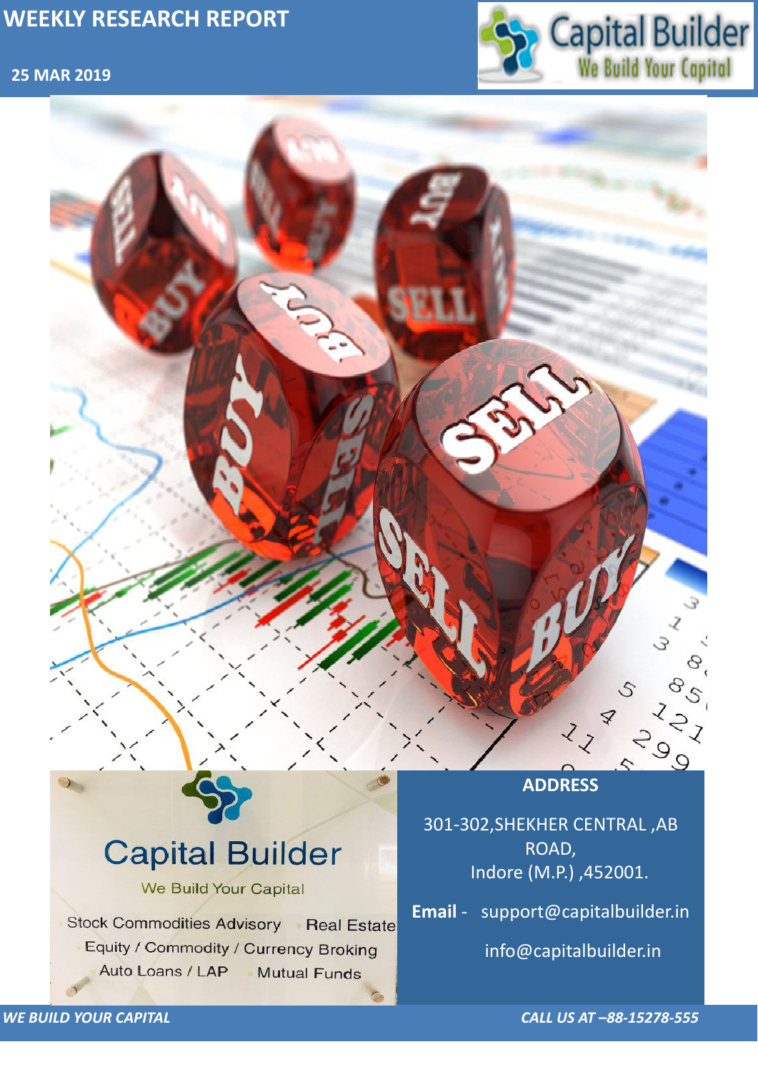# WEEKLY RESEARCH REPORT

**25 MAR 2019**

Capital Builder
We Build Your Capital

Stock Commodities Advisory · Real Estate
Equity / Commodity / Currency Broking
Auto Loans / LAP · Mutual Funds

**ADDRESS**

301-302,SHEKHER CENTRAL ,AB ROAD,
Indore (M.P.) ,452001.

**Email** - support@capitalbuilder.in

info@capitalbuilder.in

*WE BUILD YOUR CAPITAL* · *CALL US AT –88-15278-555*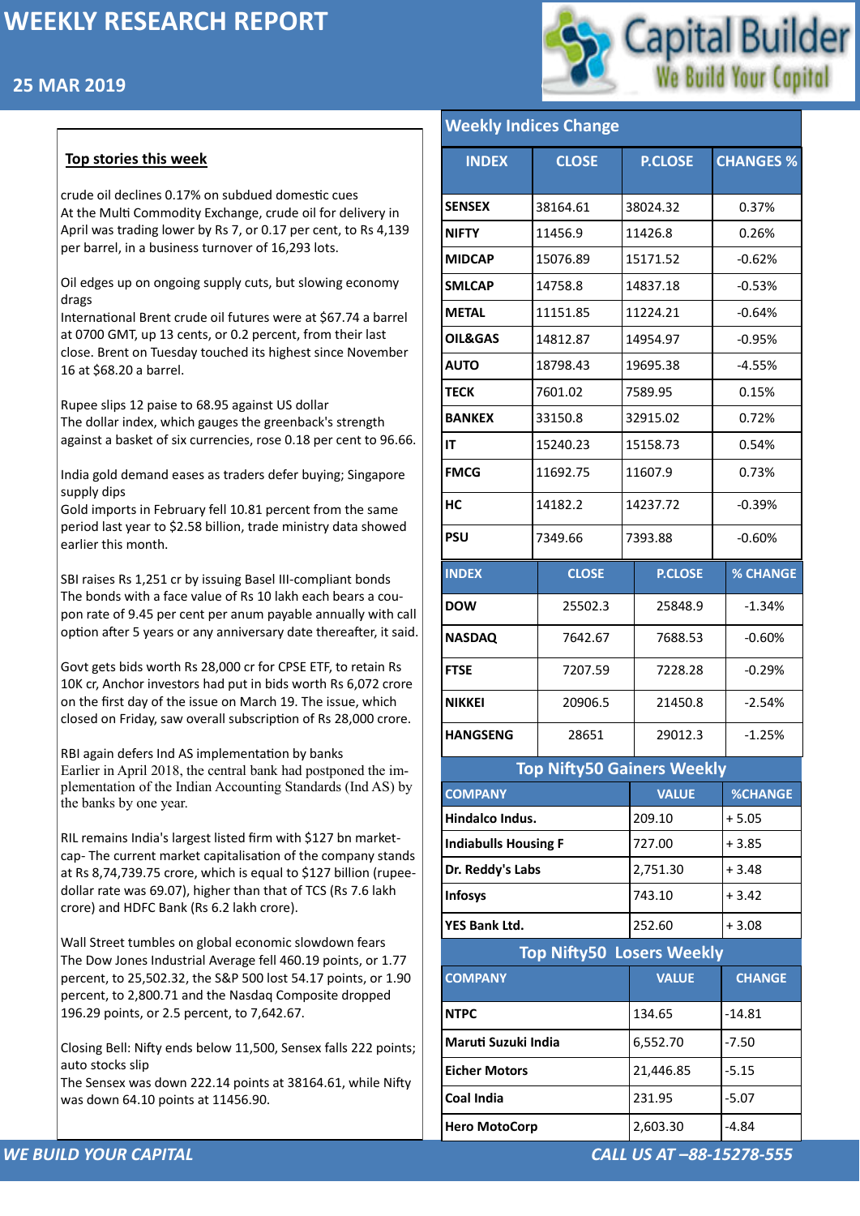# WEEKLY RESEARCH REPORT

## 25 MAR 2019

### Top stories this week

crude oil declines 0.17% on subdued domestic cues
At the Multi Commodity Exchange, crude oil for delivery in April was trading lower by Rs 7, or 0.17 per cent, to Rs 4,139 per barrel, in a business turnover of 16,293 lots.

Oil edges up on ongoing supply cuts, but slowing economy drags
International Brent crude oil futures were at $67.74 a barrel at 0700 GMT, up 13 cents, or 0.2 percent, from their last close. Brent on Tuesday touched its highest since November 16 at $68.20 a barrel.

Rupee slips 12 paise to 68.95 against US dollar
The dollar index, which gauges the greenback's strength against a basket of six currencies, rose 0.18 per cent to 96.66.

India gold demand eases as traders defer buying; Singapore supply dips
Gold imports in February fell 10.81 percent from the same period last year to $2.58 billion, trade ministry data showed earlier this month.

SBI raises Rs 1,251 cr by issuing Basel III-compliant bonds
The bonds with a face value of Rs 10 lakh each bears a coupon rate of 9.45 per cent per anum payable annually with call option after 5 years or any anniversary date thereafter, it said.

Govt gets bids worth Rs 28,000 cr for CPSE ETF, to retain Rs 10K cr, Anchor investors had put in bids worth Rs 6,072 crore on the first day of the issue on March 19. The issue, which closed on Friday, saw overall subscription of Rs 28,000 crore.

RBI again defers Ind AS implementation by banks
Earlier in April 2018, the central bank had postponed the implementation of the Indian Accounting Standards (Ind AS) by the banks by one year.

RIL remains India's largest listed firm with $127 bn market-cap- The current market capitalisation of the company stands at Rs 8,74,739.75 crore, which is equal to $127 billion (rupee-dollar rate was 69.07), higher than that of TCS (Rs 7.6 lakh crore) and HDFC Bank (Rs 6.2 lakh crore).

Wall Street tumbles on global economic slowdown fears
The Dow Jones Industrial Average fell 460.19 points, or 1.77 percent, to 25,502.32, the S&P 500 lost 54.17 points, or 1.90 percent, to 2,800.71 and the Nasdaq Composite dropped 196.29 points, or 2.5 percent, to 7,642.67.

Closing Bell: Nifty ends below 11,500, Sensex falls 222 points; auto stocks slip
The Sensex was down 222.14 points at 38164.61, while Nifty was down 64.10 points at 11456.90.

### Weekly Indices Change

| INDEX | CLOSE | P.CLOSE | CHANGES % |
|---|---|---|---|
| SENSEX | 38164.61 | 38024.32 | 0.37% |
| NIFTY | 11456.9 | 11426.8 | 0.26% |
| MIDCAP | 15076.89 | 15171.52 | -0.62% |
| SMLCAP | 14758.8 | 14837.18 | -0.53% |
| METAL | 11151.85 | 11224.21 | -0.64% |
| OIL&GAS | 14812.87 | 14954.97 | -0.95% |
| AUTO | 18798.43 | 19695.38 | -4.55% |
| TECK | 7601.02 | 7589.95 | 0.15% |
| BANKEX | 33150.8 | 32915.02 | 0.72% |
| IT | 15240.23 | 15158.73 | 0.54% |
| FMCG | 11692.75 | 11607.9 | 0.73% |
| HC | 14182.2 | 14237.72 | -0.39% |
| PSU | 7349.66 | 7393.88 | -0.60% |

| INDEX | CLOSE | P.CLOSE | % CHANGE |
|---|---|---|---|
| DOW | 25502.3 | 25848.9 | -1.34% |
| NASDAQ | 7642.67 | 7688.53 | -0.60% |
| FTSE | 7207.59 | 7228.28 | -0.29% |
| NIKKEI | 20906.5 | 21450.8 | -2.54% |
| HANGSENG | 28651 | 29012.3 | -1.25% |

### Top Nifty50 Gainers Weekly

| COMPANY | VALUE | %CHANGE |
|---|---|---|
| Hindalco Indus. | 209.10 | + 5.05 |
| Indiabulls Housing F | 727.00 | + 3.85 |
| Dr. Reddy's Labs | 2,751.30 | + 3.48 |
| Infosys | 743.10 | + 3.42 |
| YES Bank Ltd. | 252.60 | + 3.08 |

### Top Nifty50 Losers Weekly

| COMPANY | VALUE | CHANGE |
|---|---|---|
| NTPC | 134.65 | -14.81 |
| Maruti Suzuki India | 6,552.70 | -7.50 |
| Eicher Motors | 21,446.85 | -5.15 |
| Coal India | 231.95 | -5.07 |
| Hero MotoCorp | 2,603.30 | -4.84 |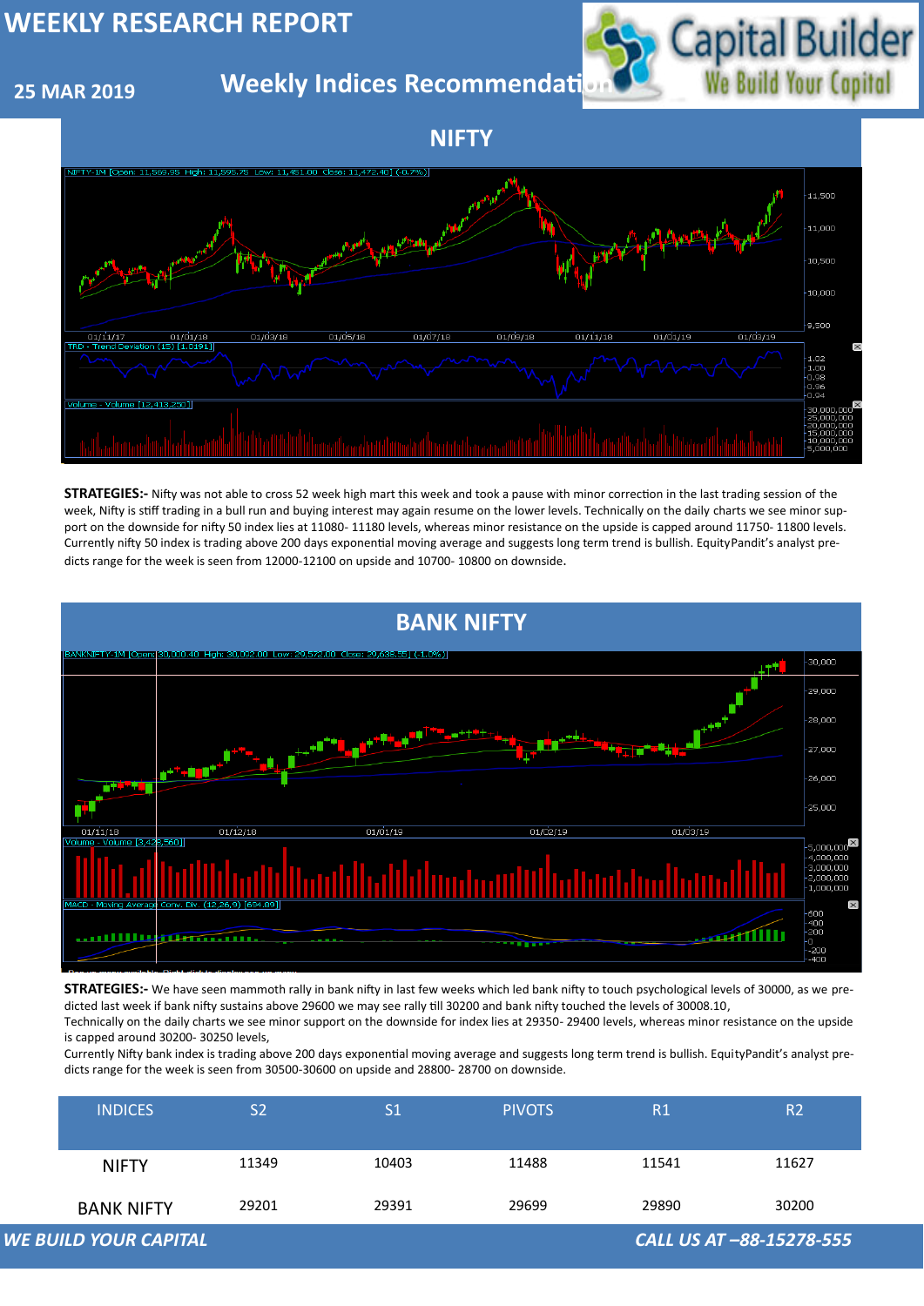# WEEKLY RESEARCH REPORT

**25 MAR 2019**

## Weekly Indices Recommendation

## NIFTY

**STRATEGIES:-** Nifty was not able to cross 52 week high mart this week and took a pause with minor correction in the last trading session of the week, Nifty is stiff trading in a bull run and buying interest may again resume on the lower levels. Technically on the daily charts we see minor support on the downside for nifty 50 index lies at 11080- 11180 levels, whereas minor resistance on the upside is capped around 11750- 11800 levels. Currently nifty 50 index is trading above 200 days exponential moving average and suggests long term trend is bullish. EquityPandit's analyst predicts range for the week is seen from 12000-12100 on upside and 10700- 10800 on downside.

## BANK NIFTY

**STRATEGIES:-** We have seen mammoth rally in bank nifty in last few weeks which led bank nifty to touch psychological levels of 30000, as we predicted last week if bank nifty sustains above 29600 we may see rally till 30200 and bank nifty touched the levels of 30008.10,

Technically on the daily charts we see minor support on the downside for index lies at 29350- 29400 levels, whereas minor resistance on the upside is capped around 30200- 30250 levels,

Currently Nifty bank index is trading above 200 days exponential moving average and suggests long term trend is bullish. EquityPandit's analyst predicts range for the week is seen from 30500-30600 on upside and 28800- 28700 on downside.

| INDICES | S2 | S1 | PIVOTS | R1 | R2 |
|---|---|---|---|---|---|
| NIFTY | 11349 | 10403 | 11488 | 11541 | 11627 |
| BANK NIFTY | 29201 | 29391 | 29699 | 29890 | 30200 |

*WE BUILD YOUR CAPITAL* *CALL US AT –88-15278-555*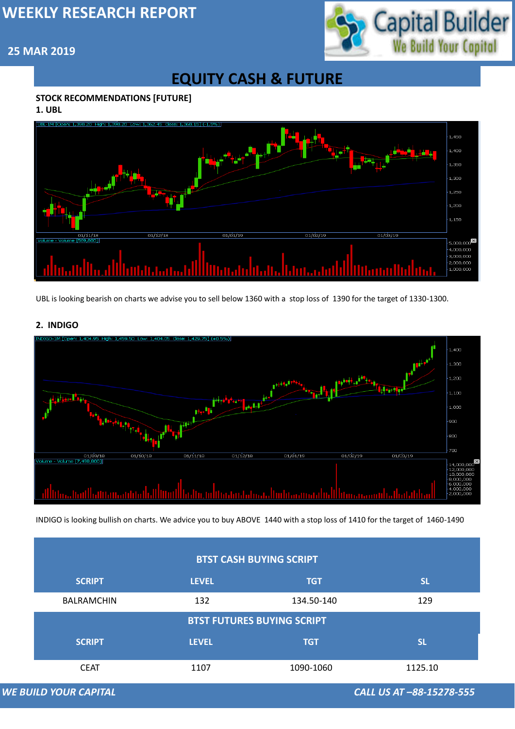# EQUITY CASH & FUTURE

**STOCK RECOMMENDATIONS [FUTURE]**

**1. UBL**

UBL is looking bearish on charts we advise you to sell below 1360 with a stop loss of 1390 for the target of 1330-1300.

**2. INDIGO**

INDIGO is looking bullish on charts. We advice you to buy ABOVE 1440 with a stop loss of 1410 for the target of 1460-1490

| BTST CASH BUYING SCRIPT | | | |
|---|---|---|---|
| SCRIPT | LEVEL | TGT | SL |
| BALRAMCHIN | 132 | 134.50-140 | 129 |

| BTST FUTURES BUYING SCRIPT | | | |
|---|---|---|---|
| SCRIPT | LEVEL | TGT | SL |
| CEAT | 1107 | 1090-1060 | 1125.10 |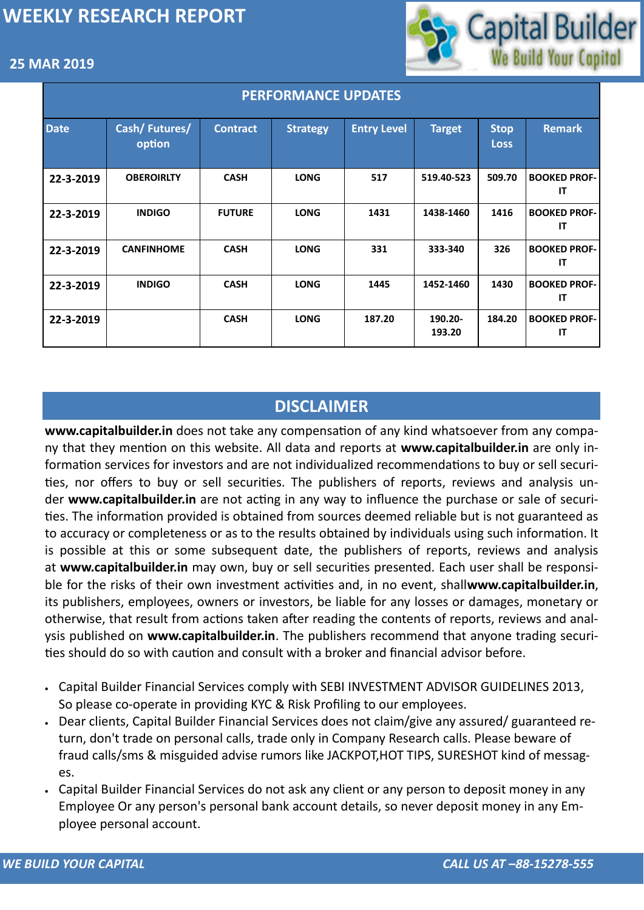# WEEKLY RESEARCH REPORT

**25 MAR 2019**

## PERFORMANCE UPDATES

| Date | Cash/ Futures/ option | Contract | Strategy | Entry Level | Target | Stop Loss | Remark |
|---|---|---|---|---|---|---|---|
| 22-3-2019 | OBEROIRLTY | CASH | LONG | 517 | 519.40-523 | 509.70 | BOOKED PROFIT |
| 22-3-2019 | INDIGO | FUTURE | LONG | 1431 | 1438-1460 | 1416 | BOOKED PROFIT |
| 22-3-2019 | CANFINHOME | CASH | LONG | 331 | 333-340 | 326 | BOOKED PROFIT |
| 22-3-2019 | INDIGO | CASH | LONG | 1445 | 1452-1460 | 1430 | BOOKED PROFIT |
| 22-3-2019 | | CASH | LONG | 187.20 | 190.20-193.20 | 184.20 | BOOKED PROFIT |

## DISCLAIMER

**www.capitalbuilder.in** does not take any compensation of any kind whatsoever from any company that they mention on this website. All data and reports at **www.capitalbuilder.in** are only information services for investors and are not individualized recommendations to buy or sell securities, nor offers to buy or sell securities. The publishers of reports, reviews and analysis under **www.capitalbuilder.in** are not acting in any way to influence the purchase or sale of securities. The information provided is obtained from sources deemed reliable but is not guaranteed as to accuracy or completeness or as to the results obtained by individuals using such information. It is possible at this or some subsequent date, the publishers of reports, reviews and analysis at **www.capitalbuilder.in** may own, buy or sell securities presented. Each user shall be responsible for the risks of their own investment activities and, in no event, shall**www.capitalbuilder.in**, its publishers, employees, owners or investors, be liable for any losses or damages, monetary or otherwise, that result from actions taken after reading the contents of reports, reviews and analysis published on **www.capitalbuilder.in**. The publishers recommend that anyone trading securities should do so with caution and consult with a broker and financial advisor before.

- Capital Builder Financial Services comply with SEBI INVESTMENT ADVISOR GUIDELINES 2013, So please co-operate in providing KYC & Risk Profiling to our employees.
- Dear clients, Capital Builder Financial Services does not claim/give any assured/ guaranteed return, don't trade on personal calls, trade only in Company Research calls. Please beware of fraud calls/sms & misguided advise rumors like JACKPOT,HOT TIPS, SURESHOT kind of messages.
- Capital Builder Financial Services do not ask any client or any person to deposit money in any Employee Or any person's personal bank account details, so never deposit money in any Employee personal account.

*WE BUILD YOUR CAPITAL* *CALL US AT –88-15278-555*